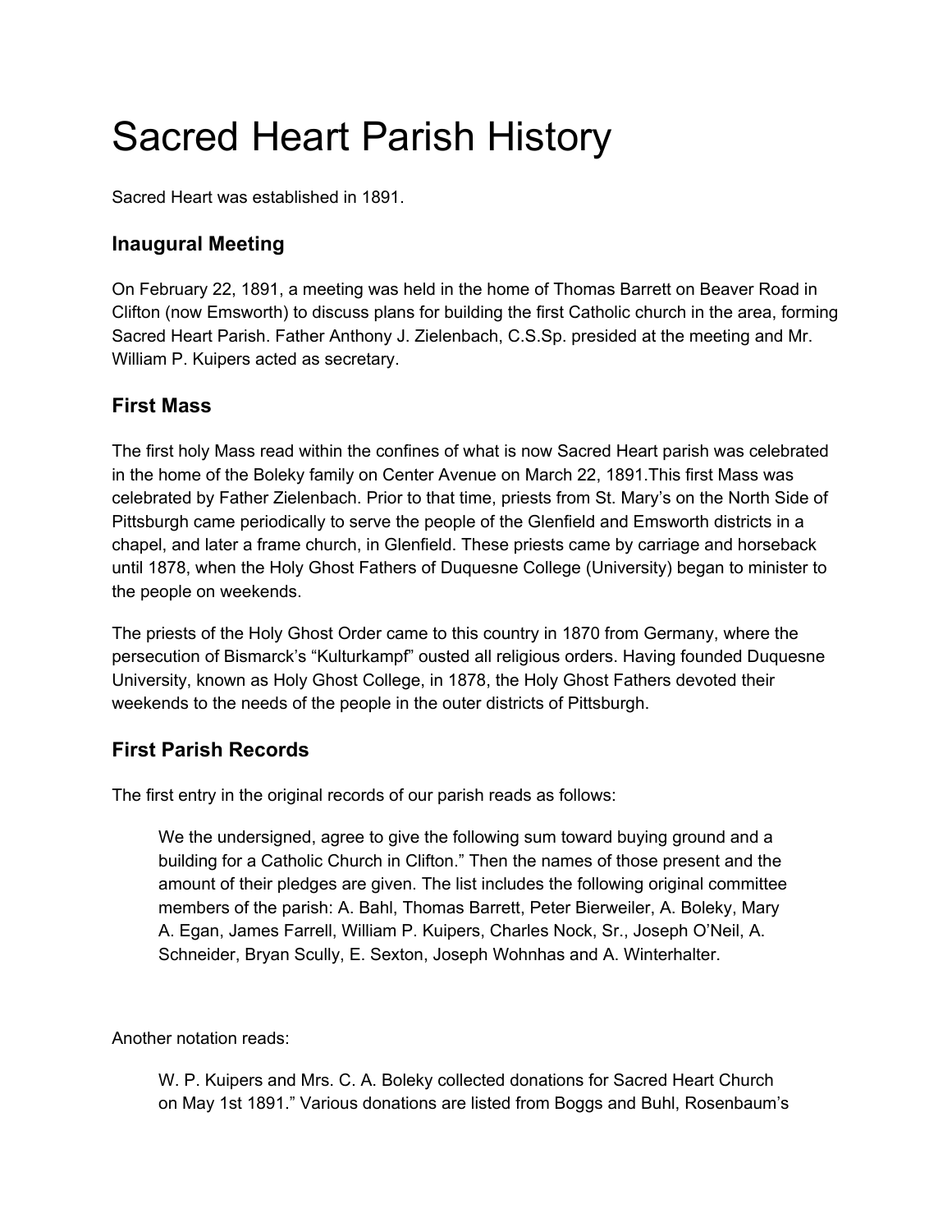# Sacred Heart Parish History

Sacred Heart was established in 1891.

## Inaugural Meeting

On February 22, 1891, a meeting was held in the home of Thomas Barrett on Beaver Road in Clifton (now Emsworth) to discuss plans for building the first Catholic church in the area, forming Sacred Heart Parish. Father Anthony J. Zielenbach, C.S.Sp. presided at the meeting and Mr. William P. Kuipers acted as secretary.

## First Mass

The first holy Mass read within the confines of what is now Sacred Heart parish was celebrated in the home of the Boleky family on Center Avenue on March 22, 1891.This first Mass was celebrated by Father Zielenbach. Prior to that time, priests from St. Mary's on the North Side of Pittsburgh came periodically to serve the people of the Glenfield and Emsworth districts in a chapel, and later a frame church, in Glenfield. These priests came by carriage and horseback until 1878, when the Holy Ghost Fathers of Duquesne College (University) began to minister to the people on weekends.

The priests of the Holy Ghost Order came to this country in 1870 from Germany, where the persecution of Bismarck's "Kulturkampf" ousted all religious orders. Having founded Duquesne University, known as Holy Ghost College, in 1878, the Holy Ghost Fathers devoted their weekends to the needs of the people in the outer districts of Pittsburgh.

## First Parish Records

The first entry in the original records of our parish reads as follows:

> We the undersigned, agree to give the following sum toward buying ground and a building for a Catholic Church in Clifton." Then the names of those present and the amount of their pledges are given. The list includes the following original committee members of the parish: A. Bahl, Thomas Barrett, Peter Bierweiler, A. Boleky, Mary A. Egan, James Farrell, William P. Kuipers, Charles Nock, Sr., Joseph O'Neil, A. Schneider, Bryan Scully, E. Sexton, Joseph Wohnhas and A. Winterhalter.

Another notation reads:

> W. P. Kuipers and Mrs. C. A. Boleky collected donations for Sacred Heart Church on May 1st 1891." Various donations are listed from Boggs and Buhl, Rosenbaum's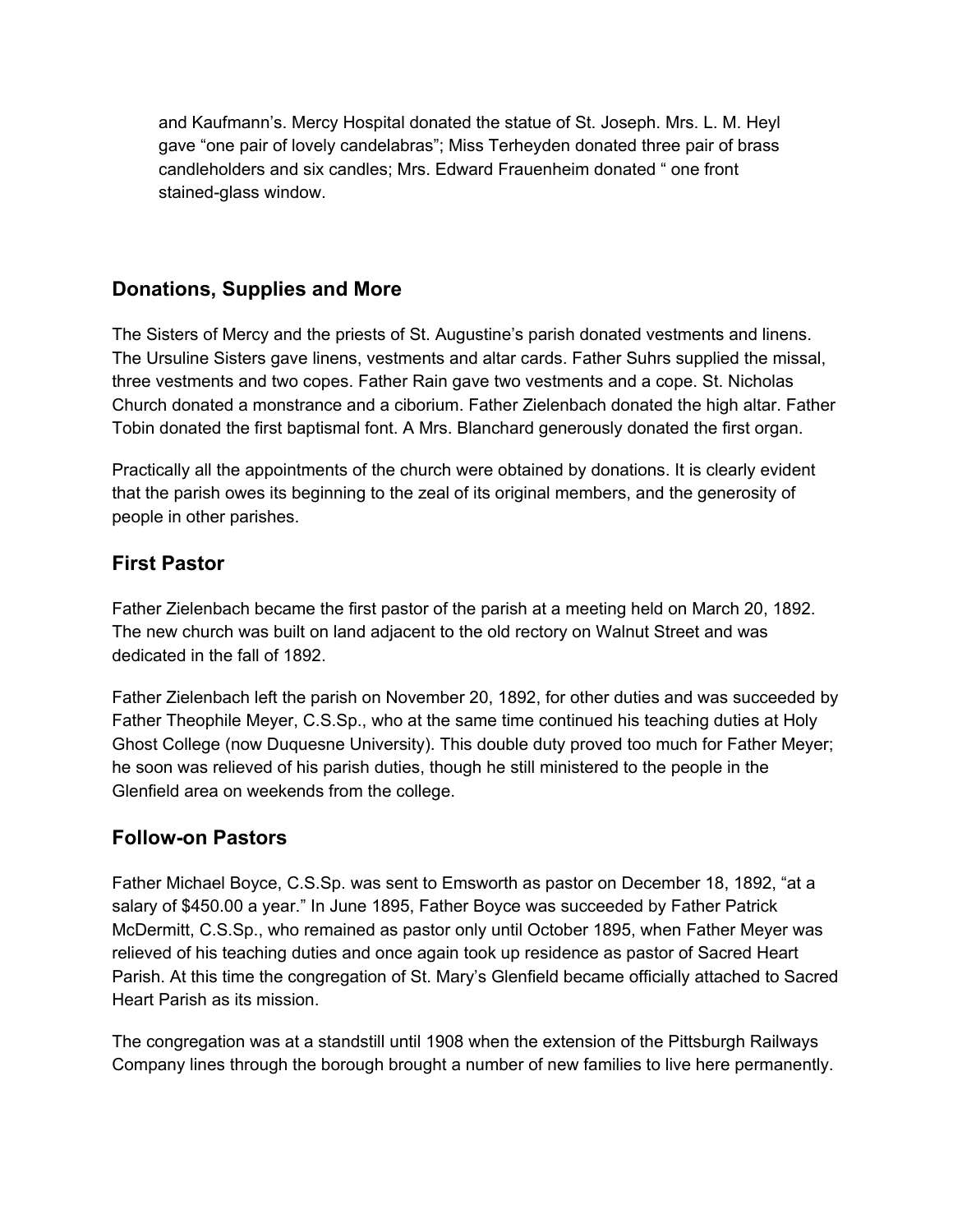and Kaufmann's. Mercy Hospital donated the statue of St. Joseph. Mrs. L. M. Heyl gave "one pair of lovely candelabras"; Miss Terheyden donated three pair of brass candleholders and six candles; Mrs. Edward Frauenheim donated " one front stained-glass window.

## Donations, Supplies and More

The Sisters of Mercy and the priests of St. Augustine's parish donated vestments and linens. The Ursuline Sisters gave linens, vestments and altar cards. Father Suhrs supplied the missal, three vestments and two copes. Father Rain gave two vestments and a cope. St. Nicholas Church donated a monstrance and a ciborium. Father Zielenbach donated the high altar. Father Tobin donated the first baptismal font. A Mrs. Blanchard generously donated the first organ.

Practically all the appointments of the church were obtained by donations. It is clearly evident that the parish owes its beginning to the zeal of its original members, and the generosity of people in other parishes.

## First Pastor

Father Zielenbach became the first pastor of the parish at a meeting held on March 20, 1892. The new church was built on land adjacent to the old rectory on Walnut Street and was dedicated in the fall of 1892.

Father Zielenbach left the parish on November 20, 1892, for other duties and was succeeded by Father Theophile Meyer, C.S.Sp., who at the same time continued his teaching duties at Holy Ghost College (now Duquesne University). This double duty proved too much for Father Meyer; he soon was relieved of his parish duties, though he still ministered to the people in the Glenfield area on weekends from the college.

## Follow-on Pastors

Father Michael Boyce, C.S.Sp. was sent to Emsworth as pastor on December 18, 1892, "at a salary of $450.00 a year." In June 1895, Father Boyce was succeeded by Father Patrick McDermitt, C.S.Sp., who remained as pastor only until October 1895, when Father Meyer was relieved of his teaching duties and once again took up residence as pastor of Sacred Heart Parish. At this time the congregation of St. Mary's Glenfield became officially attached to Sacred Heart Parish as its mission.

The congregation was at a standstill until 1908 when the extension of the Pittsburgh Railways Company lines through the borough brought a number of new families to live here permanently.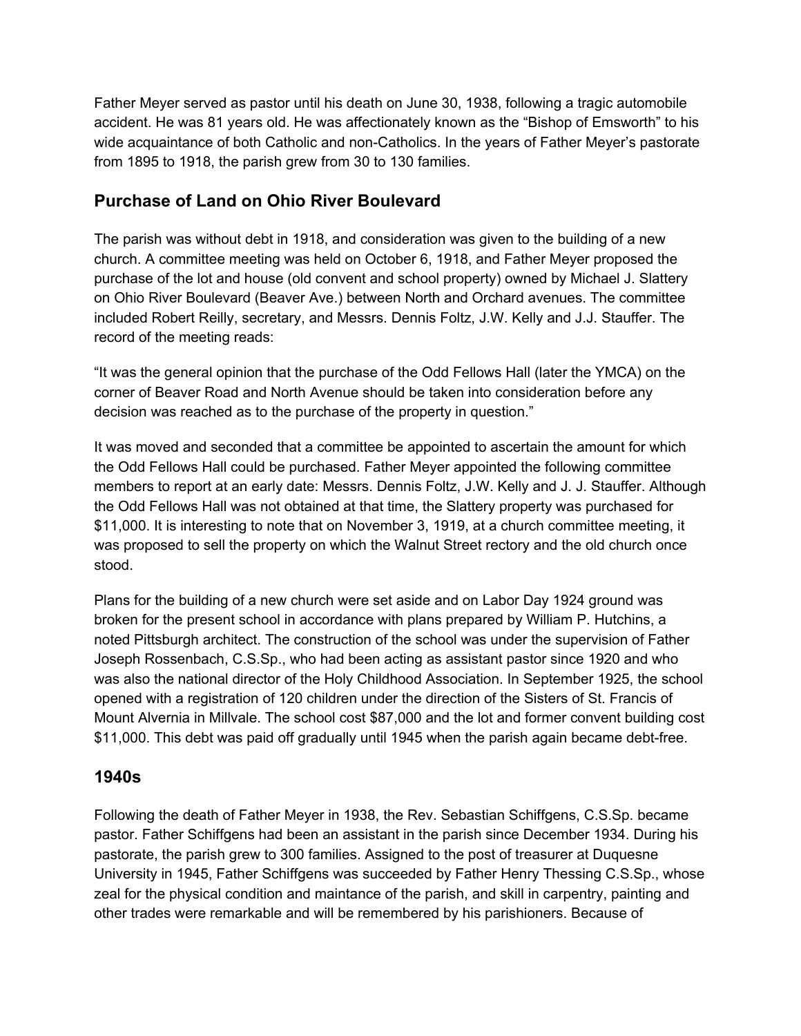Father Meyer served as pastor until his death on June 30, 1938, following a tragic automobile accident. He was 81 years old. He was affectionately known as the "Bishop of Emsworth" to his wide acquaintance of both Catholic and non-Catholics. In the years of Father Meyer's pastorate from 1895 to 1918, the parish grew from 30 to 130 families.

## Purchase of Land on Ohio River Boulevard

The parish was without debt in 1918, and consideration was given to the building of a new church. A committee meeting was held on October 6, 1918, and Father Meyer proposed the purchase of the lot and house (old convent and school property) owned by Michael J. Slattery on Ohio River Boulevard (Beaver Ave.) between North and Orchard avenues. The committee included Robert Reilly, secretary, and Messrs. Dennis Foltz, J.W. Kelly and J.J. Stauffer. The record of the meeting reads:

"It was the general opinion that the purchase of the Odd Fellows Hall (later the YMCA) on the corner of Beaver Road and North Avenue should be taken into consideration before any decision was reached as to the purchase of the property in question."

It was moved and seconded that a committee be appointed to ascertain the amount for which the Odd Fellows Hall could be purchased. Father Meyer appointed the following committee members to report at an early date: Messrs. Dennis Foltz, J.W. Kelly and J. J. Stauffer. Although the Odd Fellows Hall was not obtained at that time, the Slattery property was purchased for $11,000. It is interesting to note that on November 3, 1919, at a church committee meeting, it was proposed to sell the property on which the Walnut Street rectory and the old church once stood.

Plans for the building of a new church were set aside and on Labor Day 1924 ground was broken for the present school in accordance with plans prepared by William P. Hutchins, a noted Pittsburgh architect. The construction of the school was under the supervision of Father Joseph Rossenbach, C.S.Sp., who had been acting as assistant pastor since 1920 and who was also the national director of the Holy Childhood Association. In September 1925, the school opened with a registration of 120 children under the direction of the Sisters of St. Francis of Mount Alvernia in Millvale. The school cost $87,000 and the lot and former convent building cost $11,000. This debt was paid off gradually until 1945 when the parish again became debt-free.

## 1940s

Following the death of Father Meyer in 1938, the Rev. Sebastian Schiffgens, C.S.Sp. became pastor. Father Schiffgens had been an assistant in the parish since December 1934. During his pastorate, the parish grew to 300 families. Assigned to the post of treasurer at Duquesne University in 1945, Father Schiffgens was succeeded by Father Henry Thessing C.S.Sp., whose zeal for the physical condition and maintance of the parish, and skill in carpentry, painting and other trades were remarkable and will be remembered by his parishioners. Because of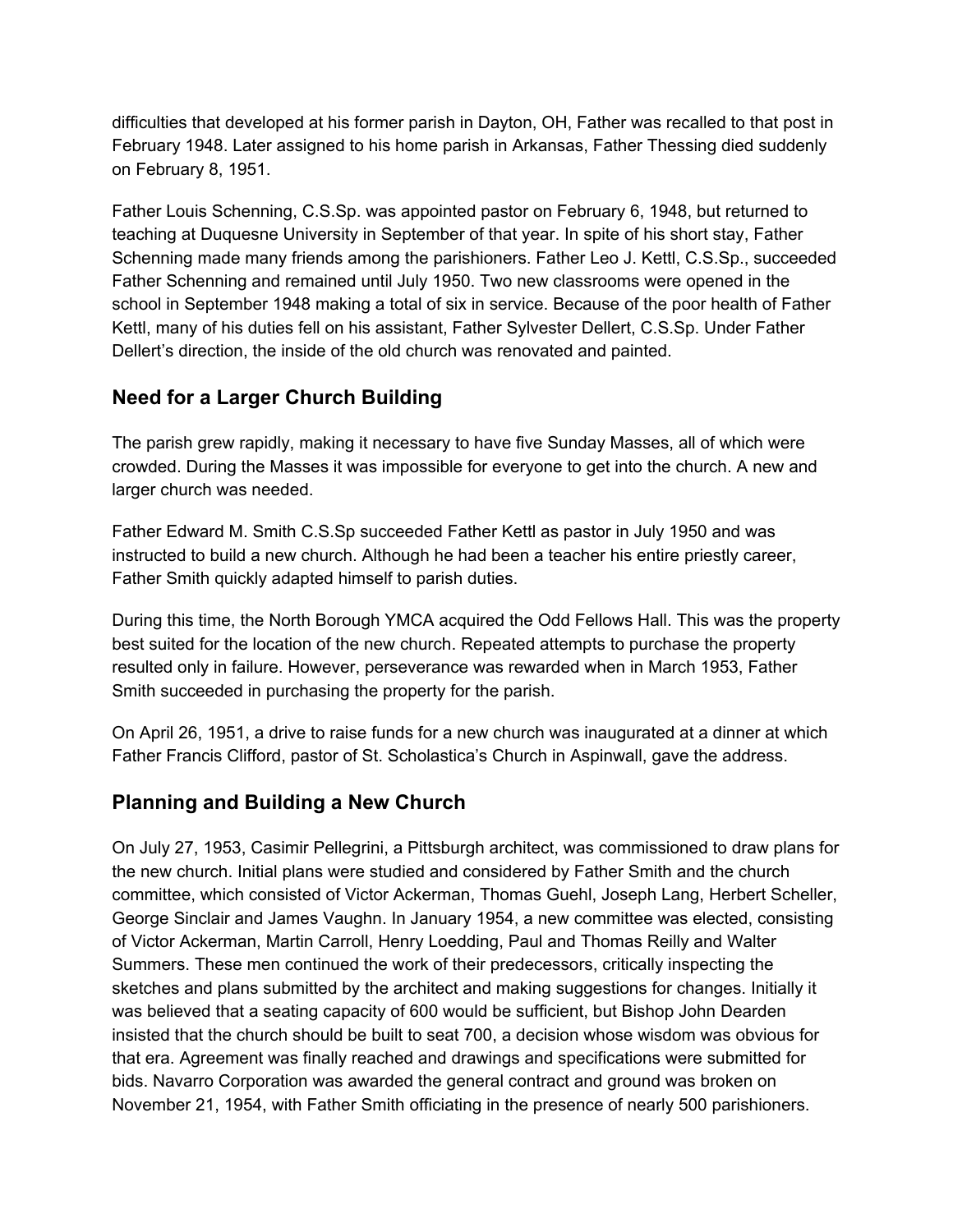difficulties that developed at his former parish in Dayton, OH, Father was recalled to that post in February 1948. Later assigned to his home parish in Arkansas, Father Thessing died suddenly on February 8, 1951.

Father Louis Schenning, C.S.Sp. was appointed pastor on February 6, 1948, but returned to teaching at Duquesne University in September of that year. In spite of his short stay, Father Schenning made many friends among the parishioners. Father Leo J. Kettl, C.S.Sp., succeeded Father Schenning and remained until July 1950. Two new classrooms were opened in the school in September 1948 making a total of six in service. Because of the poor health of Father Kettl, many of his duties fell on his assistant, Father Sylvester Dellert, C.S.Sp. Under Father Dellert's direction, the inside of the old church was renovated and painted.

## Need for a Larger Church Building

The parish grew rapidly, making it necessary to have five Sunday Masses, all of which were crowded. During the Masses it was impossible for everyone to get into the church. A new and larger church was needed.

Father Edward M. Smith C.S.Sp succeeded Father Kettl as pastor in July 1950 and was instructed to build a new church. Although he had been a teacher his entire priestly career, Father Smith quickly adapted himself to parish duties.

During this time, the North Borough YMCA acquired the Odd Fellows Hall. This was the property best suited for the location of the new church. Repeated attempts to purchase the property resulted only in failure. However, perseverance was rewarded when in March 1953, Father Smith succeeded in purchasing the property for the parish.

On April 26, 1951, a drive to raise funds for a new church was inaugurated at a dinner at which Father Francis Clifford, pastor of St. Scholastica's Church in Aspinwall, gave the address.

## Planning and Building a New Church

On July 27, 1953, Casimir Pellegrini, a Pittsburgh architect, was commissioned to draw plans for the new church. Initial plans were studied and considered by Father Smith and the church committee, which consisted of Victor Ackerman, Thomas Guehl, Joseph Lang, Herbert Scheller, George Sinclair and James Vaughn. In January 1954, a new committee was elected, consisting of Victor Ackerman, Martin Carroll, Henry Loedding, Paul and Thomas Reilly and Walter Summers. These men continued the work of their predecessors, critically inspecting the sketches and plans submitted by the architect and making suggestions for changes. Initially it was believed that a seating capacity of 600 would be sufficient, but Bishop John Dearden insisted that the church should be built to seat 700, a decision whose wisdom was obvious for that era. Agreement was finally reached and drawings and specifications were submitted for bids. Navarro Corporation was awarded the general contract and ground was broken on November 21, 1954, with Father Smith officiating in the presence of nearly 500 parishioners.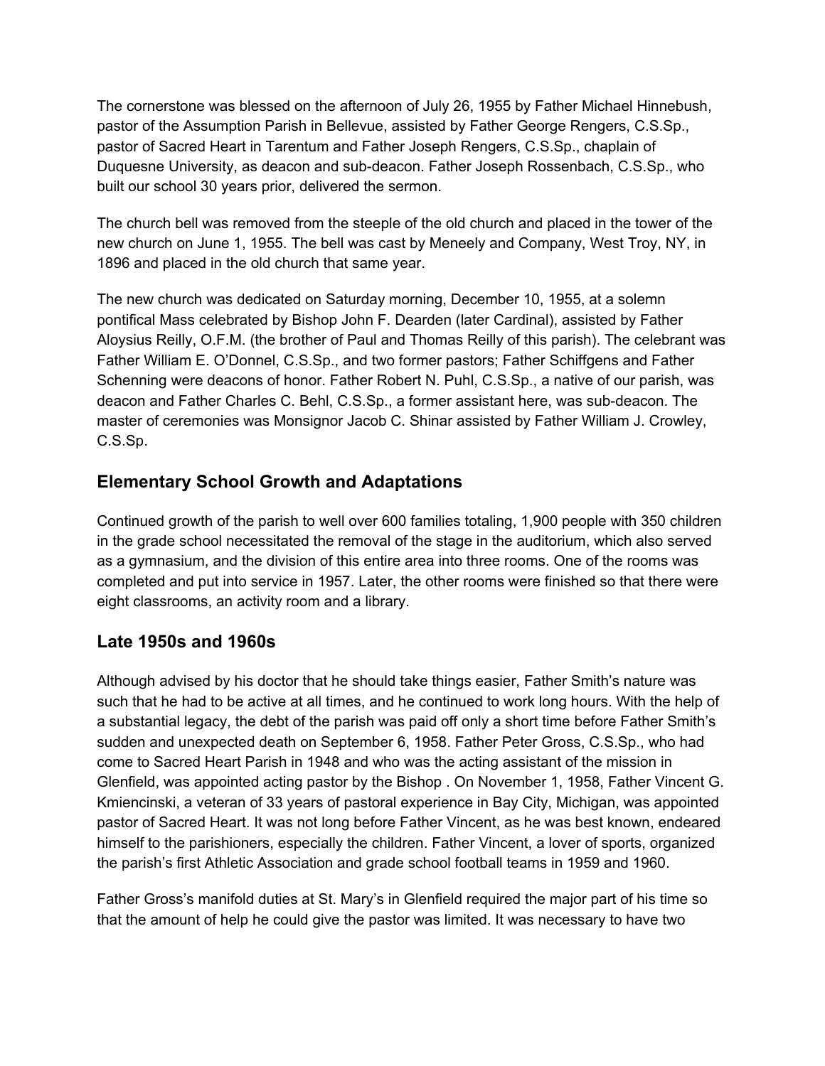The cornerstone was blessed on the afternoon of July 26, 1955 by Father Michael Hinnebush, pastor of the Assumption Parish in Bellevue, assisted by Father George Rengers, C.S.Sp., pastor of Sacred Heart in Tarentum and Father Joseph Rengers, C.S.Sp., chaplain of Duquesne University, as deacon and sub-deacon. Father Joseph Rossenbach, C.S.Sp., who built our school 30 years prior, delivered the sermon.

The church bell was removed from the steeple of the old church and placed in the tower of the new church on June 1, 1955. The bell was cast by Meneely and Company, West Troy, NY, in 1896 and placed in the old church that same year.

The new church was dedicated on Saturday morning, December 10, 1955, at a solemn pontifical Mass celebrated by Bishop John F. Dearden (later Cardinal), assisted by Father Aloysius Reilly, O.F.M. (the brother of Paul and Thomas Reilly of this parish). The celebrant was Father William E. O'Donnel, C.S.Sp., and two former pastors; Father Schiffgens and Father Schenning were deacons of honor. Father Robert N. Puhl, C.S.Sp., a native of our parish, was deacon and Father Charles C. Behl, C.S.Sp., a former assistant here, was sub-deacon. The master of ceremonies was Monsignor Jacob C. Shinar assisted by Father William J. Crowley, C.S.Sp.

## Elementary School Growth and Adaptations

Continued growth of the parish to well over 600 families totaling, 1,900 people with 350 children in the grade school necessitated the removal of the stage in the auditorium, which also served as a gymnasium, and the division of this entire area into three rooms. One of the rooms was completed and put into service in 1957. Later, the other rooms were finished so that there were eight classrooms, an activity room and a library.

## Late 1950s and 1960s

Although advised by his doctor that he should take things easier, Father Smith's nature was such that he had to be active at all times, and he continued to work long hours. With the help of a substantial legacy, the debt of the parish was paid off only a short time before Father Smith's sudden and unexpected death on September 6, 1958. Father Peter Gross, C.S.Sp., who had come to Sacred Heart Parish in 1948 and who was the acting assistant of the mission in Glenfield, was appointed acting pastor by the Bishop . On November 1, 1958, Father Vincent G. Kmiencinski, a veteran of 33 years of pastoral experience in Bay City, Michigan, was appointed pastor of Sacred Heart. It was not long before Father Vincent, as he was best known, endeared himself to the parishioners, especially the children. Father Vincent, a lover of sports, organized the parish's first Athletic Association and grade school football teams in 1959 and 1960.

Father Gross's manifold duties at St. Mary's in Glenfield required the major part of his time so that the amount of help he could give the pastor was limited. It was necessary to have two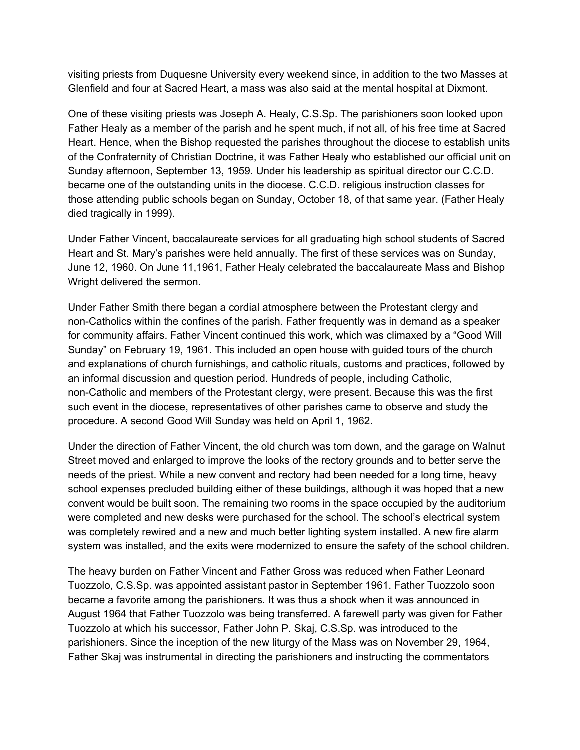visiting priests from Duquesne University every weekend since, in addition to the two Masses at Glenfield and four at Sacred Heart, a mass was also said at the mental hospital at Dixmont.

One of these visiting priests was Joseph A. Healy, C.S.Sp. The parishioners soon looked upon Father Healy as a member of the parish and he spent much, if not all, of his free time at Sacred Heart. Hence, when the Bishop requested the parishes throughout the diocese to establish units of the Confraternity of Christian Doctrine, it was Father Healy who established our official unit on Sunday afternoon, September 13, 1959. Under his leadership as spiritual director our C.C.D. became one of the outstanding units in the diocese. C.C.D. religious instruction classes for those attending public schools began on Sunday, October 18, of that same year. (Father Healy died tragically in 1999).

Under Father Vincent, baccalaureate services for all graduating high school students of Sacred Heart and St. Mary's parishes were held annually. The first of these services was on Sunday, June 12, 1960. On June 11,1961, Father Healy celebrated the baccalaureate Mass and Bishop Wright delivered the sermon.

Under Father Smith there began a cordial atmosphere between the Protestant clergy and non-Catholics within the confines of the parish. Father frequently was in demand as a speaker for community affairs. Father Vincent continued this work, which was climaxed by a "Good Will Sunday" on February 19, 1961. This included an open house with guided tours of the church and explanations of church furnishings, and catholic rituals, customs and practices, followed by an informal discussion and question period. Hundreds of people, including Catholic, non-Catholic and members of the Protestant clergy, were present. Because this was the first such event in the diocese, representatives of other parishes came to observe and study the procedure. A second Good Will Sunday was held on April 1, 1962.

Under the direction of Father Vincent, the old church was torn down, and the garage on Walnut Street moved and enlarged to improve the looks of the rectory grounds and to better serve the needs of the priest. While a new convent and rectory had been needed for a long time, heavy school expenses precluded building either of these buildings, although it was hoped that a new convent would be built soon. The remaining two rooms in the space occupied by the auditorium were completed and new desks were purchased for the school. The school's electrical system was completely rewired and a new and much better lighting system installed. A new fire alarm system was installed, and the exits were modernized to ensure the safety of the school children.

The heavy burden on Father Vincent and Father Gross was reduced when Father Leonard Tuozzolo, C.S.Sp. was appointed assistant pastor in September 1961. Father Tuozzolo soon became a favorite among the parishioners. It was thus a shock when it was announced in August 1964 that Father Tuozzolo was being transferred. A farewell party was given for Father Tuozzolo at which his successor, Father John P. Skaj, C.S.Sp. was introduced to the parishioners. Since the inception of the new liturgy of the Mass was on November 29, 1964, Father Skaj was instrumental in directing the parishioners and instructing the commentators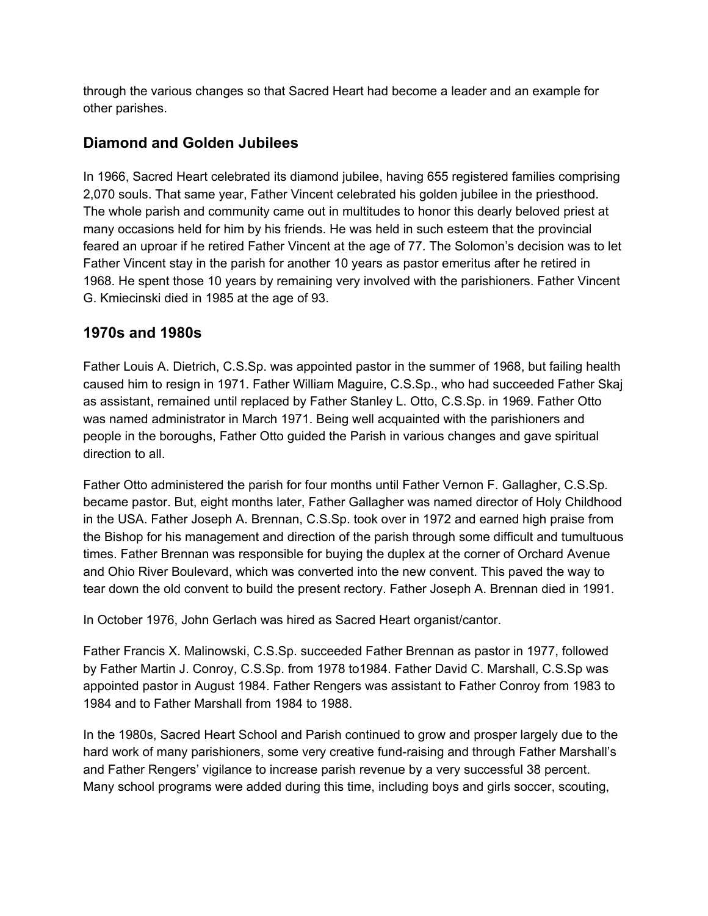through the various changes so that Sacred Heart had become a leader and an example for other parishes.

## Diamond and Golden Jubilees

In 1966, Sacred Heart celebrated its diamond jubilee, having 655 registered families comprising 2,070 souls. That same year, Father Vincent celebrated his golden jubilee in the priesthood. The whole parish and community came out in multitudes to honor this dearly beloved priest at many occasions held for him by his friends. He was held in such esteem that the provincial feared an uproar if he retired Father Vincent at the age of 77. The Solomon's decision was to let Father Vincent stay in the parish for another 10 years as pastor emeritus after he retired in 1968. He spent those 10 years by remaining very involved with the parishioners. Father Vincent G. Kmiecinski died in 1985 at the age of 93.

## 1970s and 1980s

Father Louis A. Dietrich, C.S.Sp. was appointed pastor in the summer of 1968, but failing health caused him to resign in 1971. Father William Maguire, C.S.Sp., who had succeeded Father Skaj as assistant, remained until replaced by Father Stanley L. Otto, C.S.Sp. in 1969. Father Otto was named administrator in March 1971. Being well acquainted with the parishioners and people in the boroughs, Father Otto guided the Parish in various changes and gave spiritual direction to all.

Father Otto administered the parish for four months until Father Vernon F. Gallagher, C.S.Sp. became pastor. But, eight months later, Father Gallagher was named director of Holy Childhood in the USA. Father Joseph A. Brennan, C.S.Sp. took over in 1972 and earned high praise from the Bishop for his management and direction of the parish through some difficult and tumultuous times. Father Brennan was responsible for buying the duplex at the corner of Orchard Avenue and Ohio River Boulevard, which was converted into the new convent. This paved the way to tear down the old convent to build the present rectory. Father Joseph A. Brennan died in 1991.

In October 1976, John Gerlach was hired as Sacred Heart organist/cantor.

Father Francis X. Malinowski, C.S.Sp. succeeded Father Brennan as pastor in 1977, followed by Father Martin J. Conroy, C.S.Sp. from 1978 to1984. Father David C. Marshall, C.S.Sp was appointed pastor in August 1984. Father Rengers was assistant to Father Conroy from 1983 to 1984 and to Father Marshall from 1984 to 1988.

In the 1980s, Sacred Heart School and Parish continued to grow and prosper largely due to the hard work of many parishioners, some very creative fund-raising and through Father Marshall's and Father Rengers' vigilance to increase parish revenue by a very successful 38 percent. Many school programs were added during this time, including boys and girls soccer, scouting,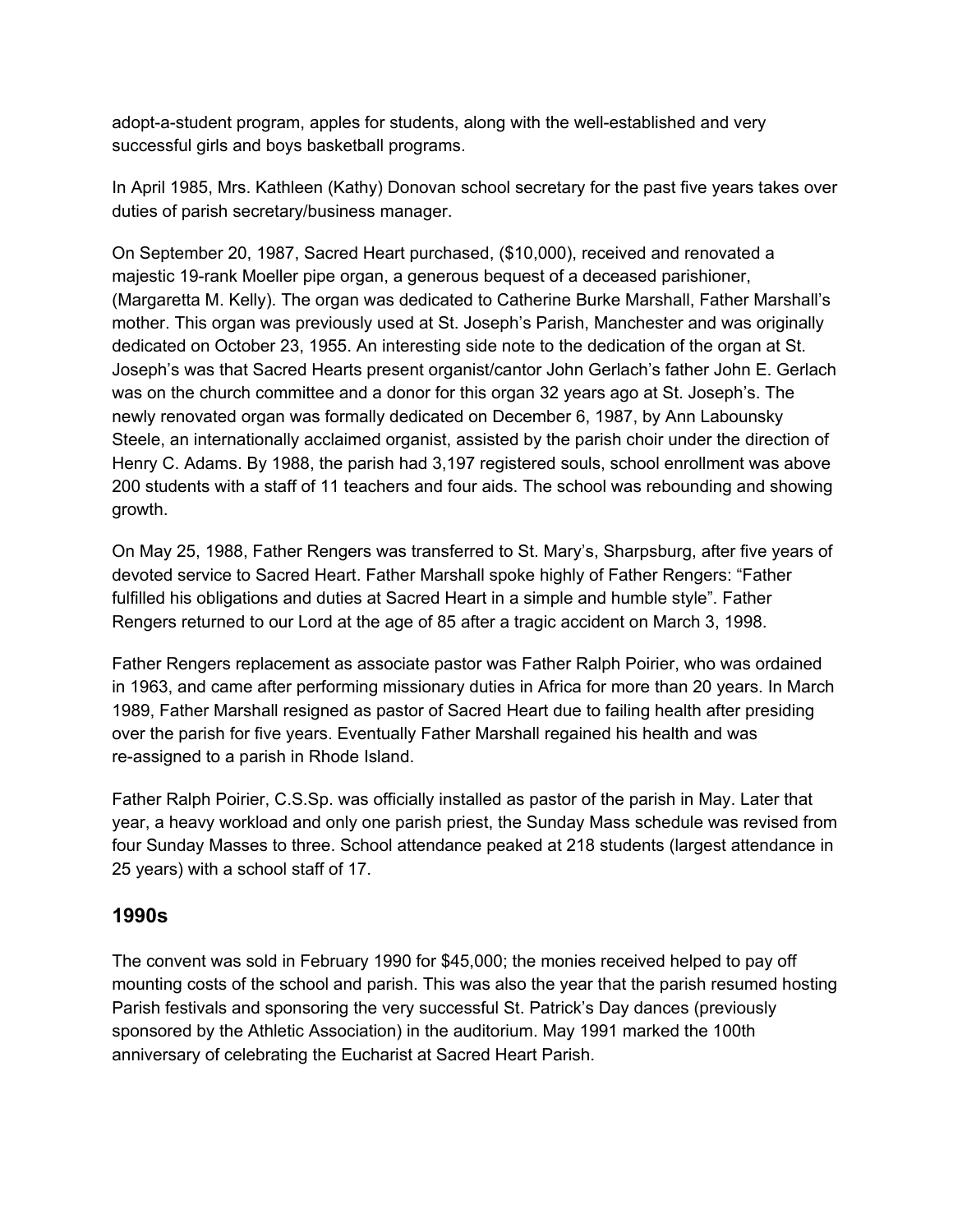adopt-a-student program, apples for students, along with the well-established and very successful girls and boys basketball programs.

In April 1985, Mrs. Kathleen (Kathy) Donovan school secretary for the past five years takes over duties of parish secretary/business manager.

On September 20, 1987, Sacred Heart purchased, ($10,000), received and renovated a majestic 19-rank Moeller pipe organ, a generous bequest of a deceased parishioner, (Margaretta M. Kelly). The organ was dedicated to Catherine Burke Marshall, Father Marshall's mother. This organ was previously used at St. Joseph's Parish, Manchester and was originally dedicated on October 23, 1955. An interesting side note to the dedication of the organ at St. Joseph's was that Sacred Hearts present organist/cantor John Gerlach's father John E. Gerlach was on the church committee and a donor for this organ 32 years ago at St. Joseph's. The newly renovated organ was formally dedicated on December 6, 1987, by Ann Labounsky Steele, an internationally acclaimed organist, assisted by the parish choir under the direction of Henry C. Adams. By 1988, the parish had 3,197 registered souls, school enrollment was above 200 students with a staff of 11 teachers and four aids. The school was rebounding and showing growth.

On May 25, 1988, Father Rengers was transferred to St. Mary's, Sharpsburg, after five years of devoted service to Sacred Heart. Father Marshall spoke highly of Father Rengers: "Father fulfilled his obligations and duties at Sacred Heart in a simple and humble style". Father Rengers returned to our Lord at the age of 85 after a tragic accident on March 3, 1998.

Father Rengers replacement as associate pastor was Father Ralph Poirier, who was ordained in 1963, and came after performing missionary duties in Africa for more than 20 years. In March 1989, Father Marshall resigned as pastor of Sacred Heart due to failing health after presiding over the parish for five years. Eventually Father Marshall regained his health and was re-assigned to a parish in Rhode Island.

Father Ralph Poirier, C.S.Sp. was officially installed as pastor of the parish in May. Later that year, a heavy workload and only one parish priest, the Sunday Mass schedule was revised from four Sunday Masses to three. School attendance peaked at 218 students (largest attendance in 25 years) with a school staff of 17.

## 1990s

The convent was sold in February 1990 for $45,000; the monies received helped to pay off mounting costs of the school and parish. This was also the year that the parish resumed hosting Parish festivals and sponsoring the very successful St. Patrick's Day dances (previously sponsored by the Athletic Association) in the auditorium. May 1991 marked the 100th anniversary of celebrating the Eucharist at Sacred Heart Parish.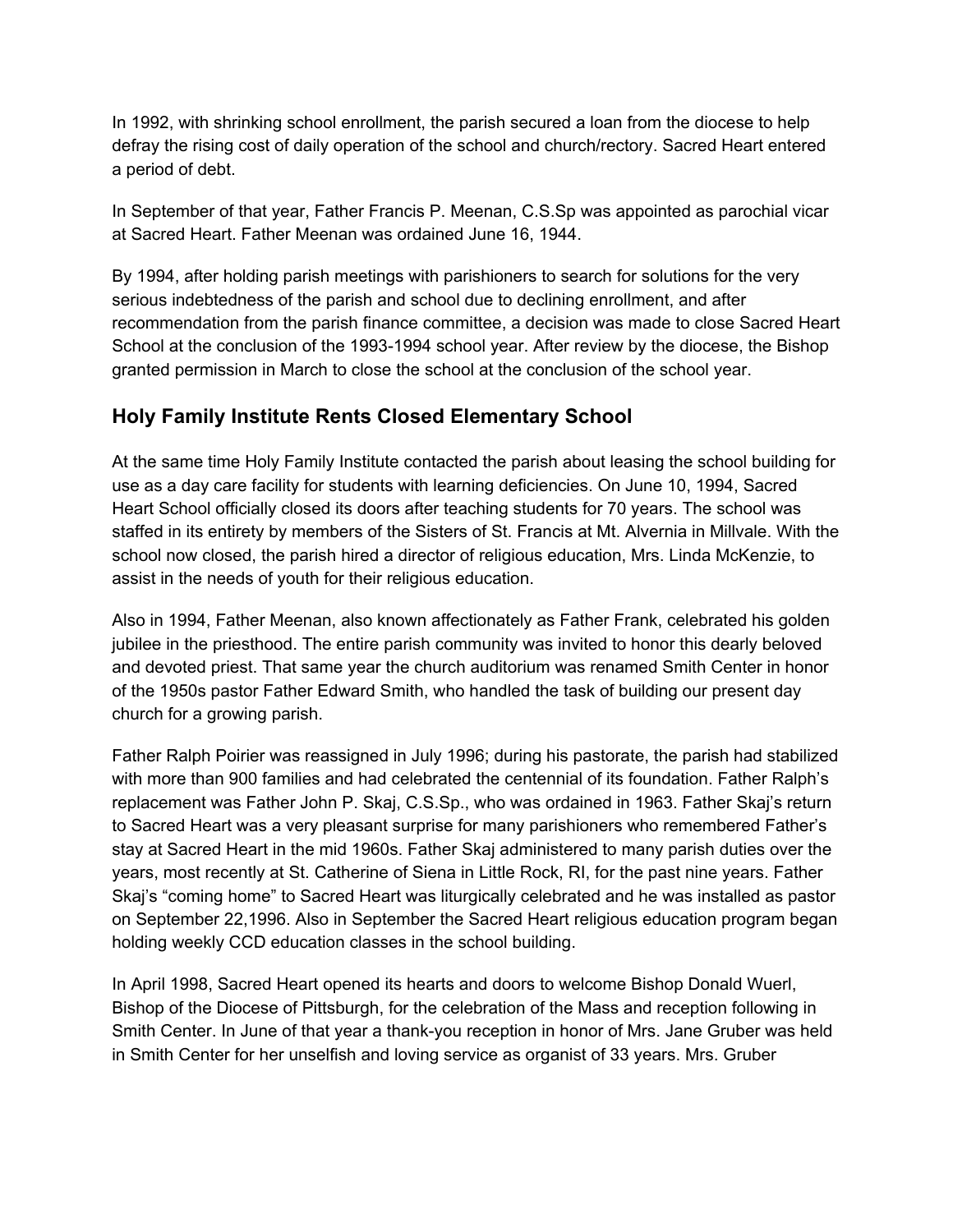In 1992, with shrinking school enrollment, the parish secured a loan from the diocese to help defray the rising cost of daily operation of the school and church/rectory. Sacred Heart entered a period of debt.

In September of that year, Father Francis P. Meenan, C.S.Sp was appointed as parochial vicar at Sacred Heart. Father Meenan was ordained June 16, 1944.

By 1994, after holding parish meetings with parishioners to search for solutions for the very serious indebtedness of the parish and school due to declining enrollment, and after recommendation from the parish finance committee, a decision was made to close Sacred Heart School at the conclusion of the 1993-1994 school year. After review by the diocese, the Bishop granted permission in March to close the school at the conclusion of the school year.

## Holy Family Institute Rents Closed Elementary School

At the same time Holy Family Institute contacted the parish about leasing the school building for use as a day care facility for students with learning deficiencies. On June 10, 1994, Sacred Heart School officially closed its doors after teaching students for 70 years. The school was staffed in its entirety by members of the Sisters of St. Francis at Mt. Alvernia in Millvale. With the school now closed, the parish hired a director of religious education, Mrs. Linda McKenzie, to assist in the needs of youth for their religious education.

Also in 1994, Father Meenan, also known affectionately as Father Frank, celebrated his golden jubilee in the priesthood. The entire parish community was invited to honor this dearly beloved and devoted priest. That same year the church auditorium was renamed Smith Center in honor of the 1950s pastor Father Edward Smith, who handled the task of building our present day church for a growing parish.

Father Ralph Poirier was reassigned in July 1996; during his pastorate, the parish had stabilized with more than 900 families and had celebrated the centennial of its foundation. Father Ralph's replacement was Father John P. Skaj, C.S.Sp., who was ordained in 1963. Father Skaj's return to Sacred Heart was a very pleasant surprise for many parishioners who remembered Father's stay at Sacred Heart in the mid 1960s. Father Skaj administered to many parish duties over the years, most recently at St. Catherine of Siena in Little Rock, RI, for the past nine years. Father Skaj's "coming home" to Sacred Heart was liturgically celebrated and he was installed as pastor on September 22,1996. Also in September the Sacred Heart religious education program began holding weekly CCD education classes in the school building.

In April 1998, Sacred Heart opened its hearts and doors to welcome Bishop Donald Wuerl, Bishop of the Diocese of Pittsburgh, for the celebration of the Mass and reception following in Smith Center. In June of that year a thank-you reception in honor of Mrs. Jane Gruber was held in Smith Center for her unselfish and loving service as organist of 33 years. Mrs. Gruber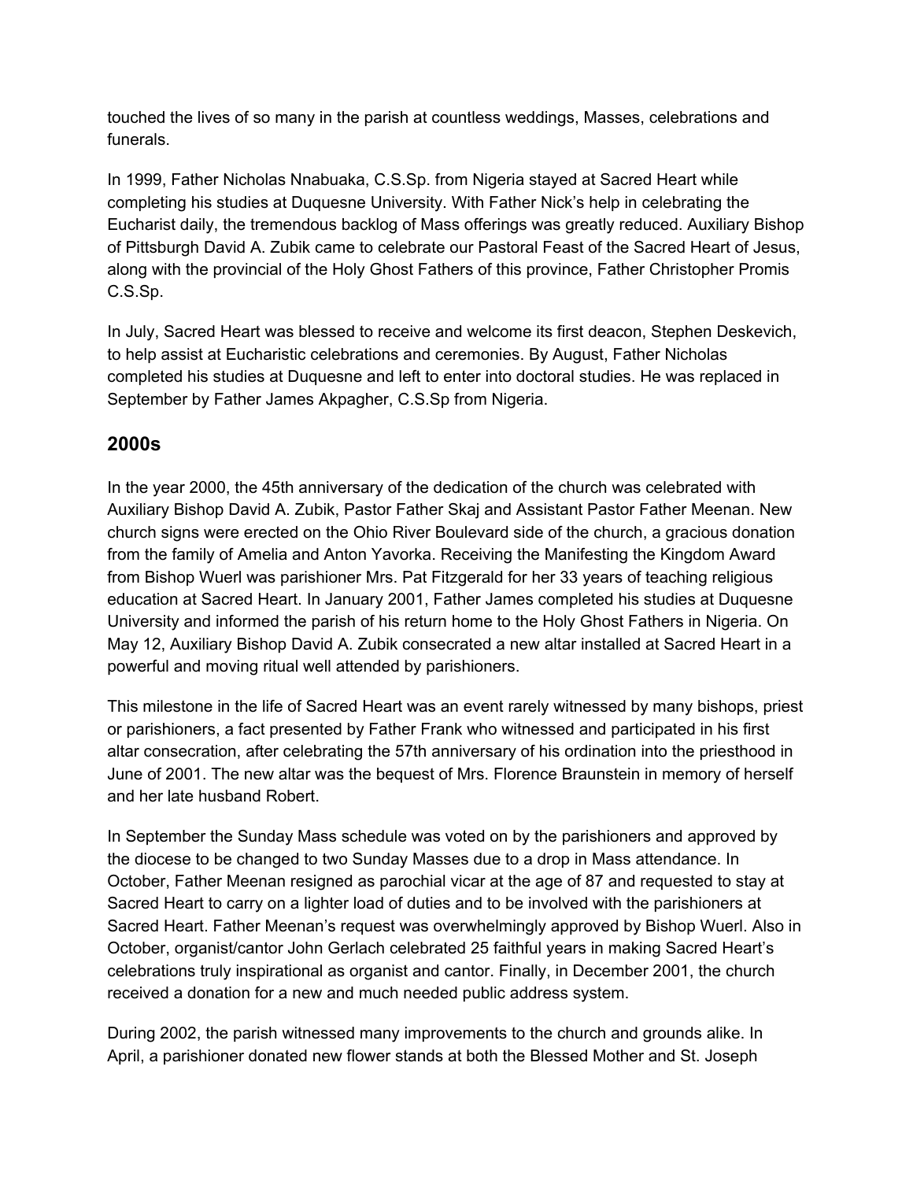touched the lives of so many in the parish at countless weddings, Masses, celebrations and funerals.

In 1999, Father Nicholas Nnabuaka, C.S.Sp. from Nigeria stayed at Sacred Heart while completing his studies at Duquesne University. With Father Nick's help in celebrating the Eucharist daily, the tremendous backlog of Mass offerings was greatly reduced. Auxiliary Bishop of Pittsburgh David A. Zubik came to celebrate our Pastoral Feast of the Sacred Heart of Jesus, along with the provincial of the Holy Ghost Fathers of this province, Father Christopher Promis C.S.Sp.

In July, Sacred Heart was blessed to receive and welcome its first deacon, Stephen Deskevich, to help assist at Eucharistic celebrations and ceremonies. By August, Father Nicholas completed his studies at Duquesne and left to enter into doctoral studies. He was replaced in September by Father James Akpagher, C.S.Sp from Nigeria.

## 2000s

In the year 2000, the 45th anniversary of the dedication of the church was celebrated with Auxiliary Bishop David A. Zubik, Pastor Father Skaj and Assistant Pastor Father Meenan. New church signs were erected on the Ohio River Boulevard side of the church, a gracious donation from the family of Amelia and Anton Yavorka. Receiving the Manifesting the Kingdom Award from Bishop Wuerl was parishioner Mrs. Pat Fitzgerald for her 33 years of teaching religious education at Sacred Heart. In January 2001, Father James completed his studies at Duquesne University and informed the parish of his return home to the Holy Ghost Fathers in Nigeria. On May 12, Auxiliary Bishop David A. Zubik consecrated a new altar installed at Sacred Heart in a powerful and moving ritual well attended by parishioners.

This milestone in the life of Sacred Heart was an event rarely witnessed by many bishops, priest or parishioners, a fact presented by Father Frank who witnessed and participated in his first altar consecration, after celebrating the 57th anniversary of his ordination into the priesthood in June of 2001. The new altar was the bequest of Mrs. Florence Braunstein in memory of herself and her late husband Robert.

In September the Sunday Mass schedule was voted on by the parishioners and approved by the diocese to be changed to two Sunday Masses due to a drop in Mass attendance. In October, Father Meenan resigned as parochial vicar at the age of 87 and requested to stay at Sacred Heart to carry on a lighter load of duties and to be involved with the parishioners at Sacred Heart. Father Meenan's request was overwhelmingly approved by Bishop Wuerl. Also in October, organist/cantor John Gerlach celebrated 25 faithful years in making Sacred Heart's celebrations truly inspirational as organist and cantor. Finally, in December 2001, the church received a donation for a new and much needed public address system.

During 2002, the parish witnessed many improvements to the church and grounds alike. In April, a parishioner donated new flower stands at both the Blessed Mother and St. Joseph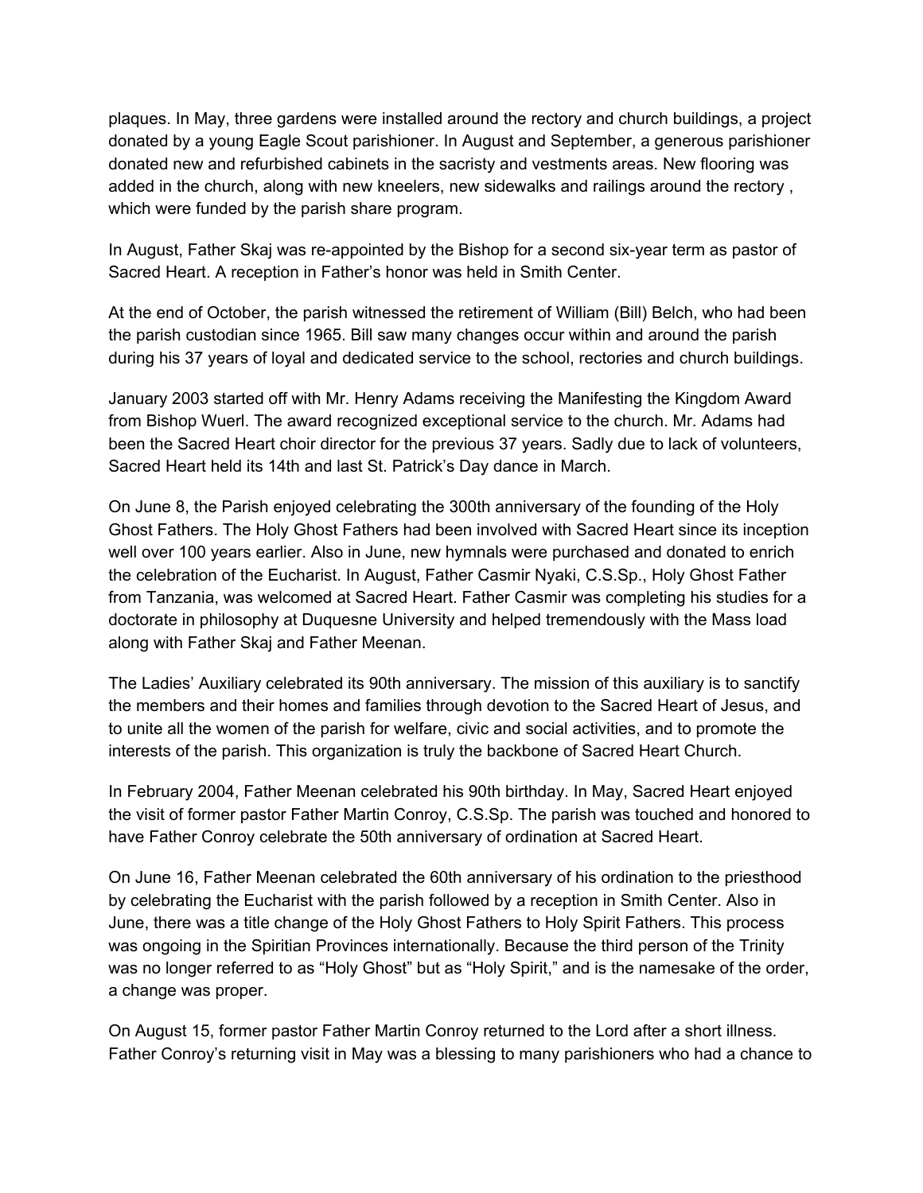plaques. In May, three gardens were installed around the rectory and church buildings, a project donated by a young Eagle Scout parishioner. In August and September, a generous parishioner donated new and refurbished cabinets in the sacristy and vestments areas. New flooring was added in the church, along with new kneelers, new sidewalks and railings around the rectory , which were funded by the parish share program.

In August, Father Skaj was re-appointed by the Bishop for a second six-year term as pastor of Sacred Heart. A reception in Father's honor was held in Smith Center.

At the end of October, the parish witnessed the retirement of William (Bill) Belch, who had been the parish custodian since 1965. Bill saw many changes occur within and around the parish during his 37 years of loyal and dedicated service to the school, rectories and church buildings.

January 2003 started off with Mr. Henry Adams receiving the Manifesting the Kingdom Award from Bishop Wuerl. The award recognized exceptional service to the church. Mr. Adams had been the Sacred Heart choir director for the previous 37 years. Sadly due to lack of volunteers, Sacred Heart held its 14th and last St. Patrick's Day dance in March.

On June 8, the Parish enjoyed celebrating the 300th anniversary of the founding of the Holy Ghost Fathers. The Holy Ghost Fathers had been involved with Sacred Heart since its inception well over 100 years earlier. Also in June, new hymnals were purchased and donated to enrich the celebration of the Eucharist. In August, Father Casmir Nyaki, C.S.Sp., Holy Ghost Father from Tanzania, was welcomed at Sacred Heart. Father Casmir was completing his studies for a doctorate in philosophy at Duquesne University and helped tremendously with the Mass load along with Father Skaj and Father Meenan.

The Ladies' Auxiliary celebrated its 90th anniversary. The mission of this auxiliary is to sanctify the members and their homes and families through devotion to the Sacred Heart of Jesus, and to unite all the women of the parish for welfare, civic and social activities, and to promote the interests of the parish. This organization is truly the backbone of Sacred Heart Church.

In February 2004, Father Meenan celebrated his 90th birthday. In May, Sacred Heart enjoyed the visit of former pastor Father Martin Conroy, C.S.Sp. The parish was touched and honored to have Father Conroy celebrate the 50th anniversary of ordination at Sacred Heart.

On June 16, Father Meenan celebrated the 60th anniversary of his ordination to the priesthood by celebrating the Eucharist with the parish followed by a reception in Smith Center. Also in June, there was a title change of the Holy Ghost Fathers to Holy Spirit Fathers. This process was ongoing in the Spiritian Provinces internationally. Because the third person of the Trinity was no longer referred to as "Holy Ghost" but as "Holy Spirit," and is the namesake of the order, a change was proper.

On August 15, former pastor Father Martin Conroy returned to the Lord after a short illness. Father Conroy's returning visit in May was a blessing to many parishioners who had a chance to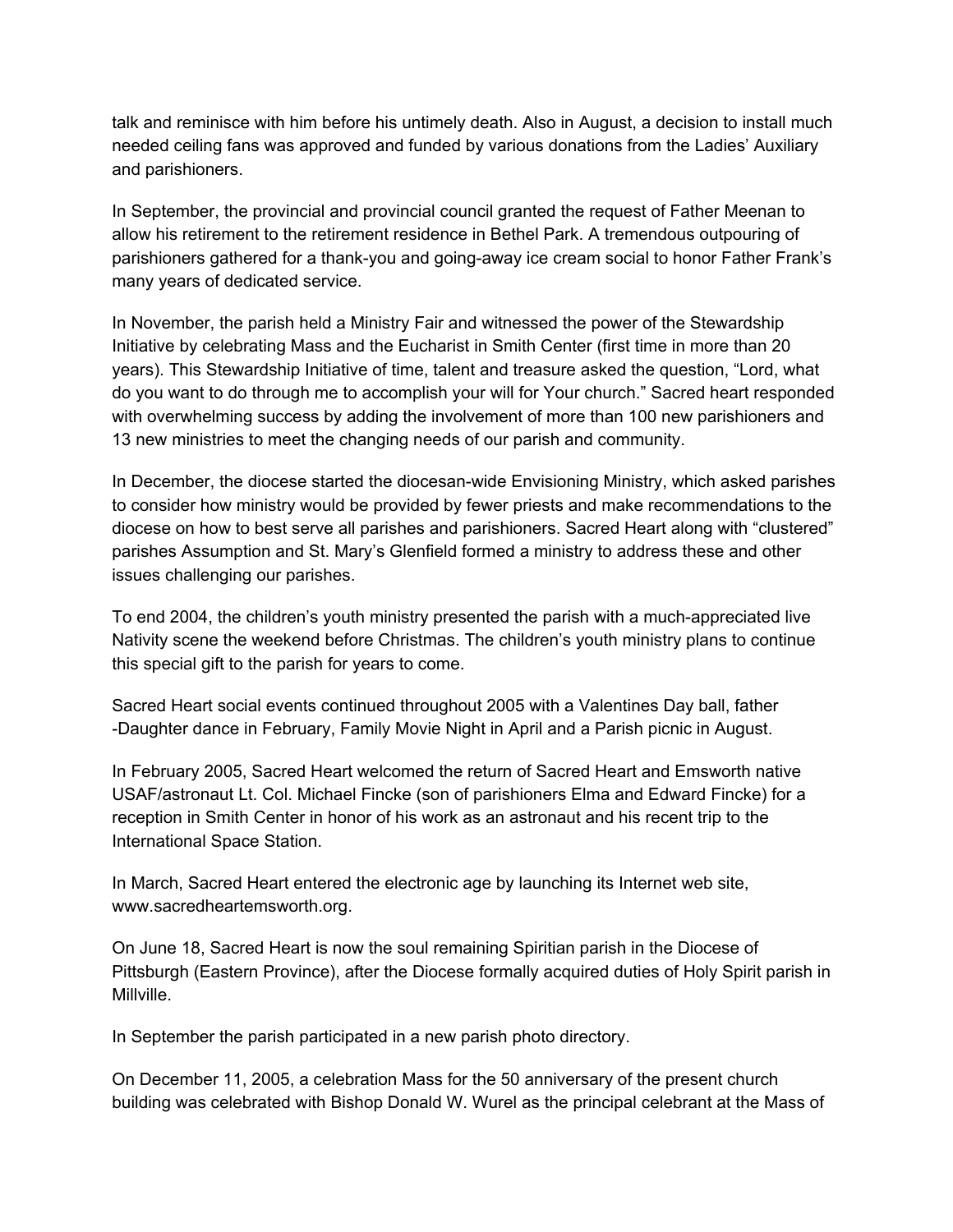talk and reminisce with him before his untimely death. Also in August, a decision to install much needed ceiling fans was approved and funded by various donations from the Ladies' Auxiliary and parishioners.

In September, the provincial and provincial council granted the request of Father Meenan to allow his retirement to the retirement residence in Bethel Park. A tremendous outpouring of parishioners gathered for a thank-you and going-away ice cream social to honor Father Frank's many years of dedicated service.

In November, the parish held a Ministry Fair and witnessed the power of the Stewardship Initiative by celebrating Mass and the Eucharist in Smith Center (first time in more than 20 years). This Stewardship Initiative of time, talent and treasure asked the question, "Lord, what do you want to do through me to accomplish your will for Your church." Sacred heart responded with overwhelming success by adding the involvement of more than 100 new parishioners and 13 new ministries to meet the changing needs of our parish and community.

In December, the diocese started the diocesan-wide Envisioning Ministry, which asked parishes to consider how ministry would be provided by fewer priests and make recommendations to the diocese on how to best serve all parishes and parishioners. Sacred Heart along with "clustered" parishes Assumption and St. Mary's Glenfield formed a ministry to address these and other issues challenging our parishes.

To end 2004, the children's youth ministry presented the parish with a much-appreciated live Nativity scene the weekend before Christmas. The children's youth ministry plans to continue this special gift to the parish for years to come.

Sacred Heart social events continued throughout 2005 with a Valentines Day ball, father -Daughter dance in February, Family Movie Night in April and a Parish picnic in August.

In February 2005, Sacred Heart welcomed the return of Sacred Heart and Emsworth native USAF/astronaut Lt. Col. Michael Fincke (son of parishioners Elma and Edward Fincke) for a reception in Smith Center in honor of his work as an astronaut and his recent trip to the International Space Station.

In March, Sacred Heart entered the electronic age by launching its Internet web site, www.sacredheartemsworth.org.

On June 18, Sacred Heart is now the soul remaining Spiritian parish in the Diocese of Pittsburgh (Eastern Province), after the Diocese formally acquired duties of Holy Spirit parish in Millville.

In September the parish participated in a new parish photo directory.

On December 11, 2005, a celebration Mass for the 50 anniversary of the present church building was celebrated with Bishop Donald W. Wurel as the principal celebrant at the Mass of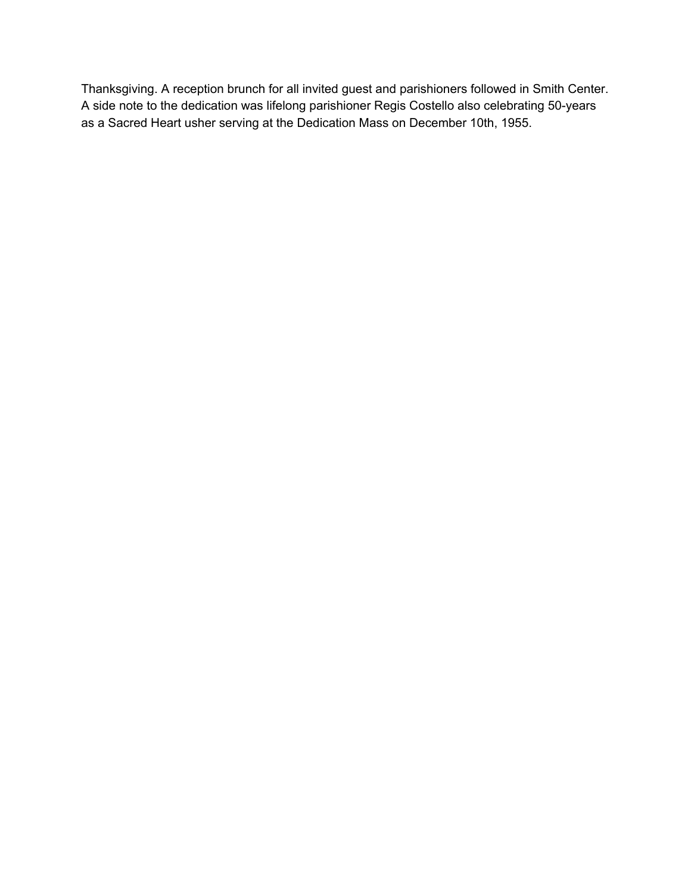Thanksgiving. A reception brunch for all invited guest and parishioners followed in Smith Center. A side note to the dedication was lifelong parishioner Regis Costello also celebrating 50-years as a Sacred Heart usher serving at the Dedication Mass on December 10th, 1955.